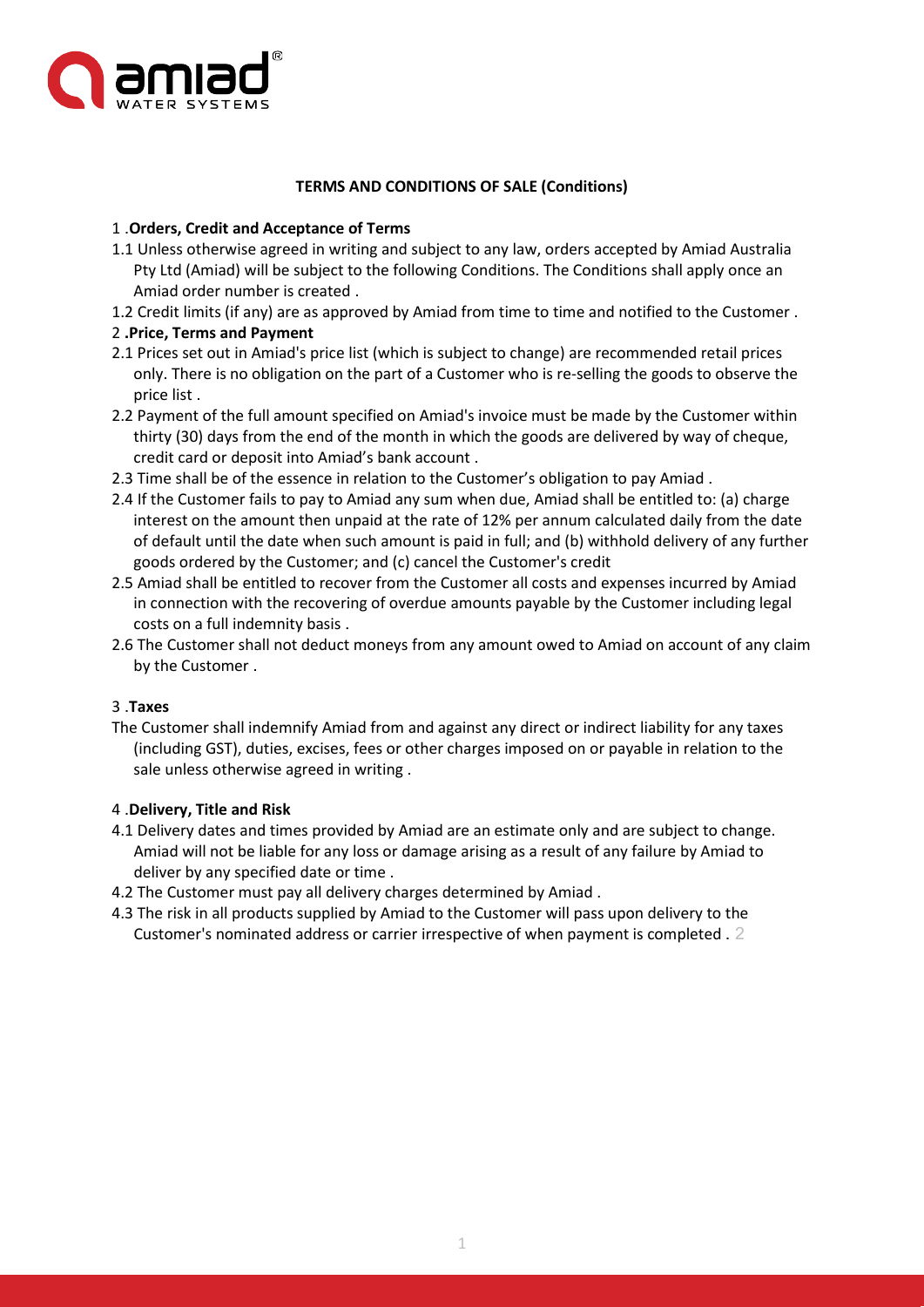## TERMS AND CONDITIONS OF SALE (Conditions)

### 1. Orders, Credit and Acceptance of Terms

1.1 Unless otherwise agreed in writing and subject to any law, orders accepted by Amiad Australia Pty Ltd (Amiad) will be subject to the following Conditions. The Conditions shall apply once an Amiad order number is created .

1.2 Credit limits (if any) are as approved by Amiad from time to time and notified to the Customer .

### 2. Price, Terms and Payment

2.1 Prices set out in Amiad's price list (which is subject to change) are recommended retail prices only. There is no obligation on the part of a Customer who is re-selling the goods to observe the price list .

2.2 Payment of the full amount specified on Amiad's invoice must be made by the Customer within thirty (30) days from the end of the month in which the goods are delivered by way of cheque, credit card or deposit into Amiad's bank account .

2.3 Time shall be of the essence in relation to the Customer's obligation to pay Amiad .

2.4 If the Customer fails to pay to Amiad any sum when due, Amiad shall be entitled to: (a) charge interest on the amount then unpaid at the rate of 12% per annum calculated daily from the date of default until the date when such amount is paid in full; and (b) withhold delivery of any further goods ordered by the Customer; and (c) cancel the Customer's credit

2.5 Amiad shall be entitled to recover from the Customer all costs and expenses incurred by Amiad in connection with the recovering of overdue amounts payable by the Customer including legal costs on a full indemnity basis .

2.6 The Customer shall not deduct moneys from any amount owed to Amiad on account of any claim by the Customer .

### 3. Taxes

The Customer shall indemnify Amiad from and against any direct or indirect liability for any taxes (including GST), duties, excises, fees or other charges imposed on or payable in relation to the sale unless otherwise agreed in writing .

### 4. Delivery, Title and Risk

4.1 Delivery dates and times provided by Amiad are an estimate only and are subject to change. Amiad will not be liable for any loss or damage arising as a result of any failure by Amiad to deliver by any specified date or time .

4.2 The Customer must pay all delivery charges determined by Amiad .

4.3 The risk in all products supplied by Amiad to the Customer will pass upon delivery to the Customer's nominated address or carrier irrespective of when payment is completed . 2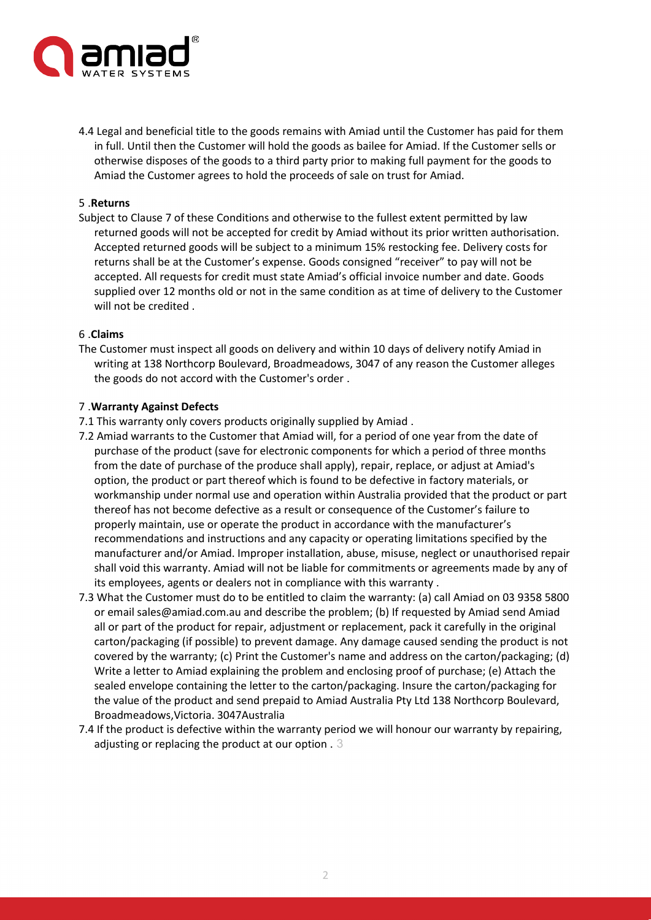4.4 Legal and beneficial title to the goods remains with Amiad until the Customer has paid for them in full. Until then the Customer will hold the goods as bailee for Amiad. If the Customer sells or otherwise disposes of the goods to a third party prior to making full payment for the goods to Amiad the Customer agrees to hold the proceeds of sale on trust for Amiad.

5 .**Returns**

Subject to Clause 7 of these Conditions and otherwise to the fullest extent permitted by law returned goods will not be accepted for credit by Amiad without its prior written authorisation. Accepted returned goods will be subject to a minimum 15% restocking fee. Delivery costs for returns shall be at the Customer's expense. Goods consigned "receiver" to pay will not be accepted. All requests for credit must state Amiad's official invoice number and date. Goods supplied over 12 months old or not in the same condition as at time of delivery to the Customer will not be credited .

6 .**Claims**

The Customer must inspect all goods on delivery and within 10 days of delivery notify Amiad in writing at 138 Northcorp Boulevard, Broadmeadows, 3047 of any reason the Customer alleges the goods do not accord with the Customer's order .

7 .**Warranty Against Defects**

7.1 This warranty only covers products originally supplied by Amiad .

7.2 Amiad warrants to the Customer that Amiad will, for a period of one year from the date of purchase of the product (save for electronic components for which a period of three months from the date of purchase of the produce shall apply), repair, replace, or adjust at Amiad's option, the product or part thereof which is found to be defective in factory materials, or workmanship under normal use and operation within Australia provided that the product or part thereof has not become defective as a result or consequence of the Customer's failure to properly maintain, use or operate the product in accordance with the manufacturer's recommendations and instructions and any capacity or operating limitations specified by the manufacturer and/or Amiad. Improper installation, abuse, misuse, neglect or unauthorised repair shall void this warranty. Amiad will not be liable for commitments or agreements made by any of its employees, agents or dealers not in compliance with this warranty .

7.3 What the Customer must do to be entitled to claim the warranty: (a) call Amiad on 03 9358 5800 or email sales@amiad.com.au and describe the problem; (b) If requested by Amiad send Amiad all or part of the product for repair, adjustment or replacement, pack it carefully in the original carton/packaging (if possible) to prevent damage. Any damage caused sending the product is not covered by the warranty; (c) Print the Customer's name and address on the carton/packaging; (d) Write a letter to Amiad explaining the problem and enclosing proof of purchase; (e) Attach the sealed envelope containing the letter to the carton/packaging. Insure the carton/packaging for the value of the product and send prepaid to Amiad Australia Pty Ltd 138 Northcorp Boulevard, Broadmeadows,Victoria. 3047Australia

7.4 If the product is defective within the warranty period we will honour our warranty by repairing, adjusting or replacing the product at our option . 3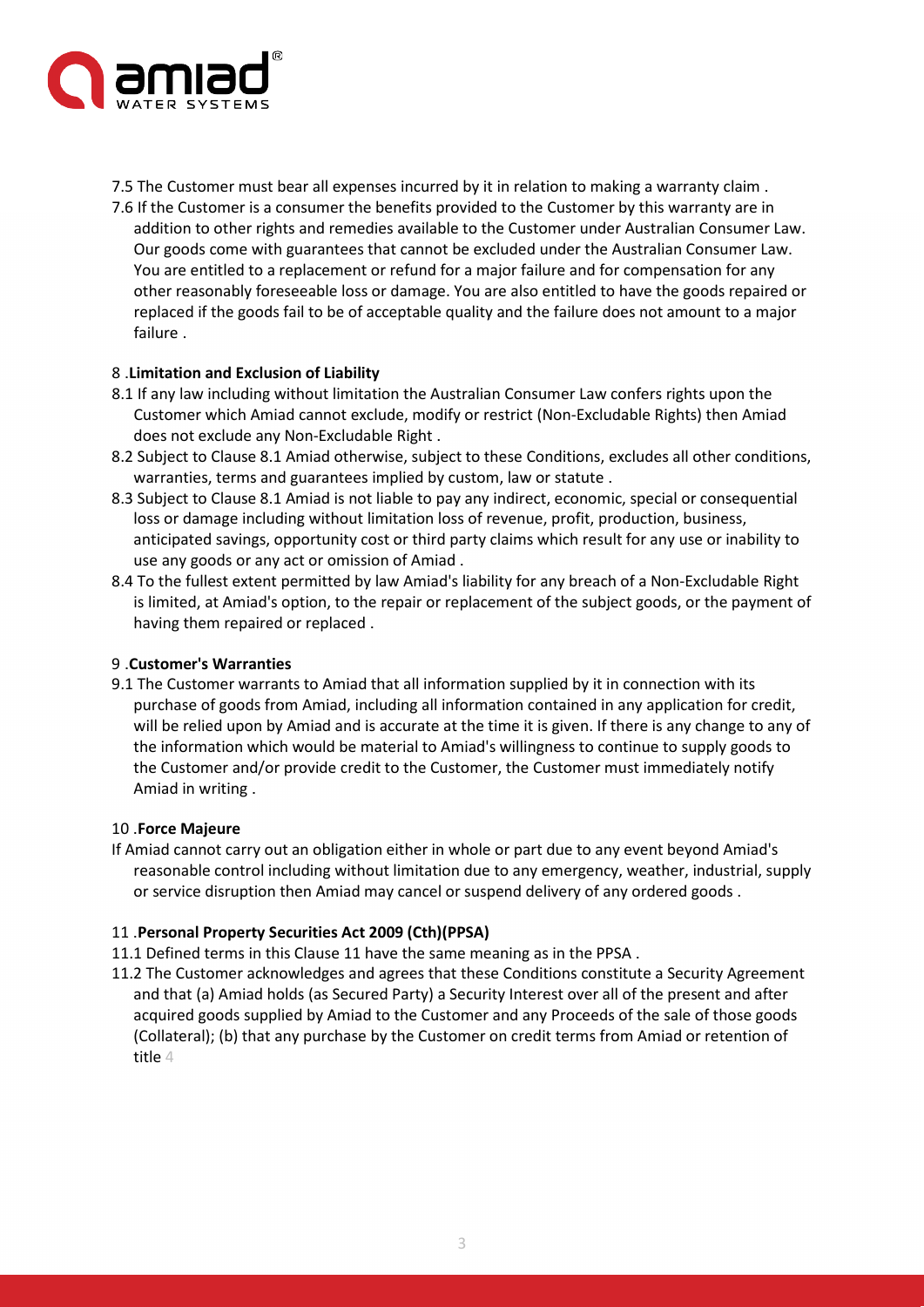7.5 The Customer must bear all expenses incurred by it in relation to making a warranty claim .

7.6 If the Customer is a consumer the benefits provided to the Customer by this warranty are in addition to other rights and remedies available to the Customer under Australian Consumer Law. Our goods come with guarantees that cannot be excluded under the Australian Consumer Law. You are entitled to a replacement or refund for a major failure and for compensation for any other reasonably foreseeable loss or damage. You are also entitled to have the goods repaired or replaced if the goods fail to be of acceptable quality and the failure does not amount to a major failure .

## 8 .**Limitation and Exclusion of Liability**

8.1 If any law including without limitation the Australian Consumer Law confers rights upon the Customer which Amiad cannot exclude, modify or restrict (Non-Excludable Rights) then Amiad does not exclude any Non-Excludable Right .

8.2 Subject to Clause 8.1 Amiad otherwise, subject to these Conditions, excludes all other conditions, warranties, terms and guarantees implied by custom, law or statute .

8.3 Subject to Clause 8.1 Amiad is not liable to pay any indirect, economic, special or consequential loss or damage including without limitation loss of revenue, profit, production, business, anticipated savings, opportunity cost or third party claims which result for any use or inability to use any goods or any act or omission of Amiad .

8.4 To the fullest extent permitted by law Amiad's liability for any breach of a Non-Excludable Right is limited, at Amiad's option, to the repair or replacement of the subject goods, or the payment of having them repaired or replaced .

## 9 .**Customer's Warranties**

9.1 The Customer warrants to Amiad that all information supplied by it in connection with its purchase of goods from Amiad, including all information contained in any application for credit, will be relied upon by Amiad and is accurate at the time it is given. If there is any change to any of the information which would be material to Amiad's willingness to continue to supply goods to the Customer and/or provide credit to the Customer, the Customer must immediately notify Amiad in writing .

## 10 .**Force Majeure**

If Amiad cannot carry out an obligation either in whole or part due to any event beyond Amiad's reasonable control including without limitation due to any emergency, weather, industrial, supply or service disruption then Amiad may cancel or suspend delivery of any ordered goods .

## 11 .**Personal Property Securities Act 2009 (Cth)(PPSA)**

11.1 Defined terms in this Clause 11 have the same meaning as in the PPSA .

11.2 The Customer acknowledges and agrees that these Conditions constitute a Security Agreement and that (a) Amiad holds (as Secured Party) a Security Interest over all of the present and after acquired goods supplied by Amiad to the Customer and any Proceeds of the sale of those goods (Collateral); (b) that any purchase by the Customer on credit terms from Amiad or retention of title 4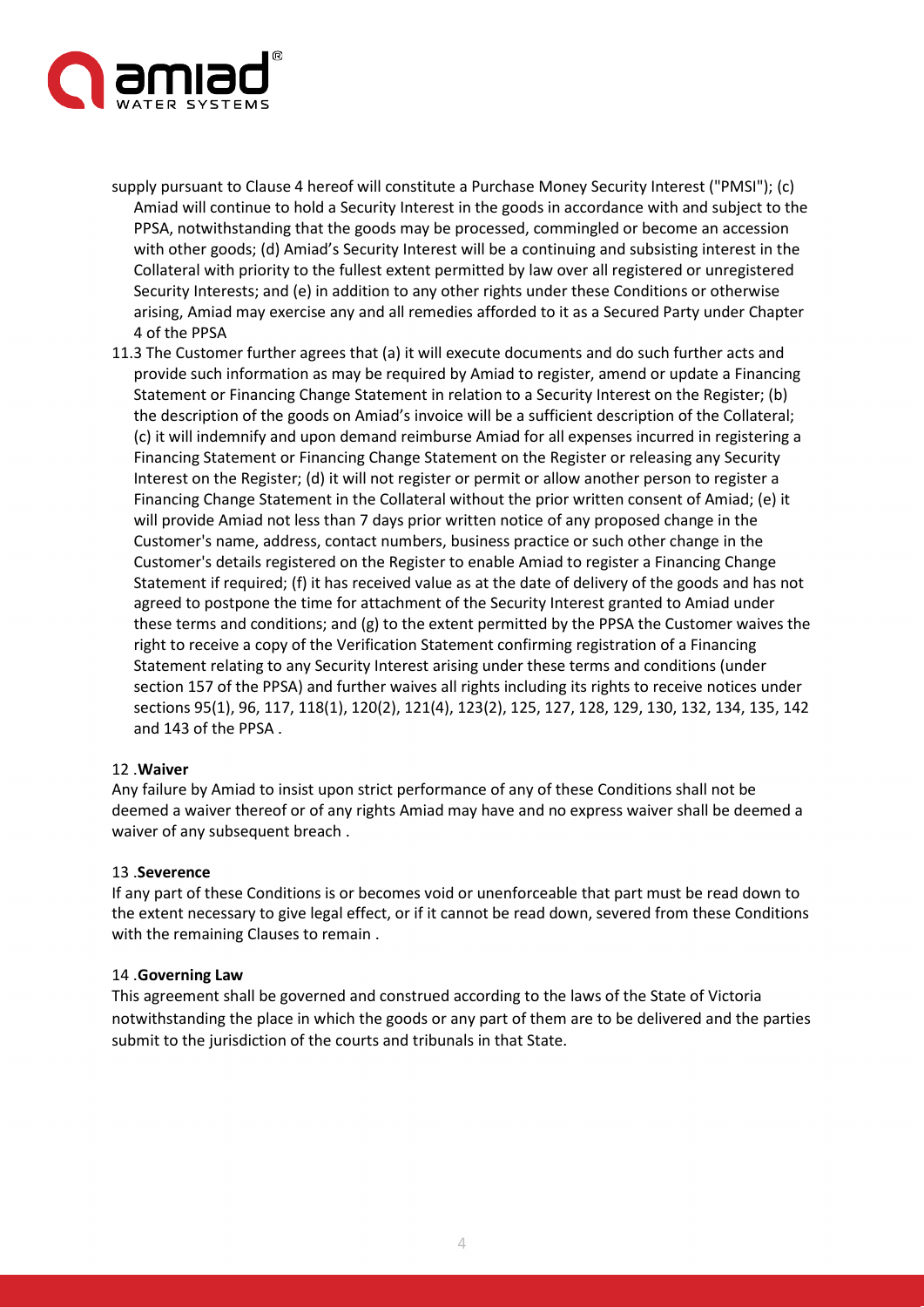supply pursuant to Clause 4 hereof will constitute a Purchase Money Security Interest ("PMSI"); (c) Amiad will continue to hold a Security Interest in the goods in accordance with and subject to the PPSA, notwithstanding that the goods may be processed, commingled or become an accession with other goods; (d) Amiad's Security Interest will be a continuing and subsisting interest in the Collateral with priority to the fullest extent permitted by law over all registered or unregistered Security Interests; and (e) in addition to any other rights under these Conditions or otherwise arising, Amiad may exercise any and all remedies afforded to it as a Secured Party under Chapter 4 of the PPSA

11.3 The Customer further agrees that (a) it will execute documents and do such further acts and provide such information as may be required by Amiad to register, amend or update a Financing Statement or Financing Change Statement in relation to a Security Interest on the Register; (b) the description of the goods on Amiad's invoice will be a sufficient description of the Collateral; (c) it will indemnify and upon demand reimburse Amiad for all expenses incurred in registering a Financing Statement or Financing Change Statement on the Register or releasing any Security Interest on the Register; (d) it will not register or permit or allow another person to register a Financing Change Statement in the Collateral without the prior written consent of Amiad; (e) it will provide Amiad not less than 7 days prior written notice of any proposed change in the Customer's name, address, contact numbers, business practice or such other change in the Customer's details registered on the Register to enable Amiad to register a Financing Change Statement if required; (f) it has received value as at the date of delivery of the goods and has not agreed to postpone the time for attachment of the Security Interest granted to Amiad under these terms and conditions; and (g) to the extent permitted by the PPSA the Customer waives the right to receive a copy of the Verification Statement confirming registration of a Financing Statement relating to any Security Interest arising under these terms and conditions (under section 157 of the PPSA) and further waives all rights including its rights to receive notices under sections 95(1), 96, 117, 118(1), 120(2), 121(4), 123(2), 125, 127, 128, 129, 130, 132, 134, 135, 142 and 143 of the PPSA .

## 12 .**Waiver**

Any failure by Amiad to insist upon strict performance of any of these Conditions shall not be deemed a waiver thereof or of any rights Amiad may have and no express waiver shall be deemed a waiver of any subsequent breach .

## 13 .**Severence**

If any part of these Conditions is or becomes void or unenforceable that part must be read down to the extent necessary to give legal effect, or if it cannot be read down, severed from these Conditions with the remaining Clauses to remain .

## 14 .**Governing Law**

This agreement shall be governed and construed according to the laws of the State of Victoria notwithstanding the place in which the goods or any part of them are to be delivered and the parties submit to the jurisdiction of the courts and tribunals in that State.